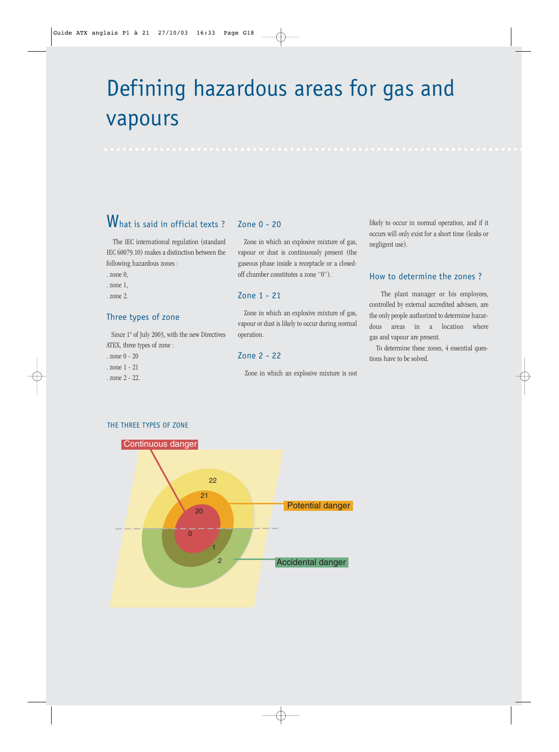# Defining hazardous areas for gas and vapours

## What is said in official texts ?

The IEC international regulation (standard IEC 60079.10) makes a distinction between the following hazardous zones :

. zone 0,

. zone 1,

. zone 2.

### Three types of zone

Since 1st of July 2003, with the new Directives ATEX, three types of zone :

. zone 0 - 20

. zone 1 - 21

. zone 2 - 22.

### Zone 0 - 20

Zone in which an explosive mixture of gas, vapour or dust is continuously present (the gaseous phase inside a receptacle or a closed-off chamber constitutes a zone "0").

### Zone 1 - 21

Zone in which an explosive mixture of gas, vapour or dust is likely to occur during normal operation.

### Zone 2 - 22

Zone in which an explosive mixture is not likely to occur in normal operation, and if it occurs will only exist for a short time (leaks or negligent use).

### How to determine the zones ?

The plant manager or his employees, controlled by external accredited advisers, are the only people authorized to determine hazardous areas in a location where gas and vapour are present.

To determine these zones, 4 essential questions have to be solved.

THE THREE TYPES OF ZONE

Continuous danger

Potential danger

Accidental danger

22 21 20 0 1 2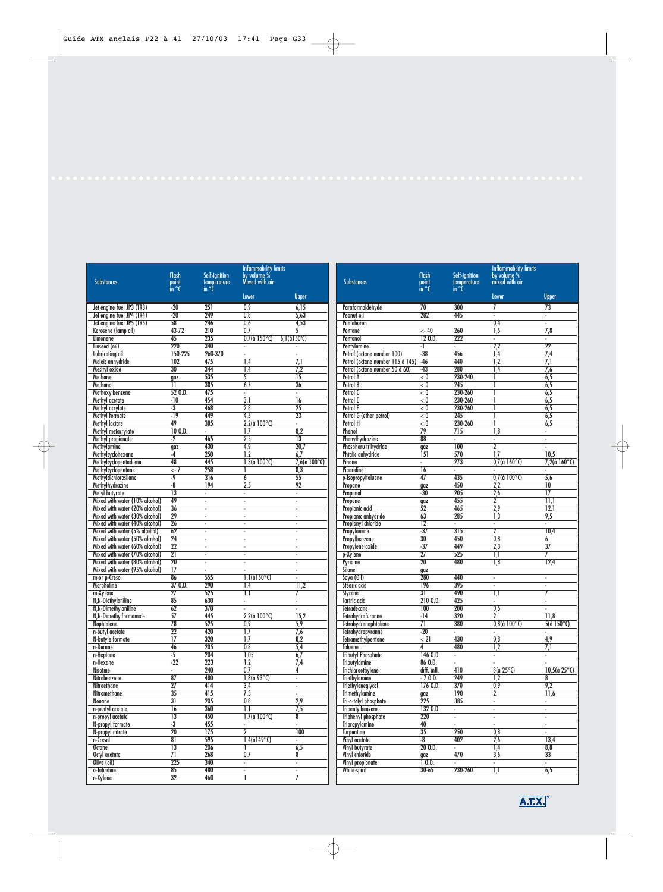| Substances | Flash point in °C | Self-ignition temperature in °C | Inflammability limits by volume % Miwed with air | |
|---|---|---|---|---|
| | | | Lower | Upper |
| Jet engine fuel JP3 (TR3) | -20 | 251 | 0,9 | 6,15 |
| Jet engine fuel JP4 (TR4) | -20 | 249 | 0,8 | 5,63 |
| Jet engine fuel JP5 (TR5) | 58 | 246 | 0,6 | 4,53 |
| Kerosene (lamp oil) | 43-72 | 210 | 0,7 | 5 |
| Limonene | 45 | 235 | 0,7(à 150°C) | 6,1(à150°C) |
| Linseed (oil) | 220 | 340 | - | - |
| Lubricating oil | 150-225 | 260-370 | - | - |
| Maleic anhydride | 102 | 475 | 1,4 | 7,1 |
| Mesityl oxide | 30 | 344 | 1,4 | 7,2 |
| Methane | gaz | 535 | 5 | 15 |
| Methanol | 11 | 385 | 6,7 | 36 |
| Methoxylbenzene | 52 O.D. | 475 | - | - |
| Methyl acetate | -10 | 454 | 3,1 | 16 |
| Methyl acrylate | -3 | 468 | 2,8 | 25 |
| Methyl formate | -19 | 449 | 4,5 | 23 |
| Methyl lactate | 49 | 385 | 2,2(à 100°C) | - |
| Methyl metacrylate | 10 O.D. | - | 1,7 | 8,2 |
| Methyl propionate | -2 | 465 | 2,5 | 13 |
| Methylamine | gaz | 430 | 4,9 | 20,7 |
| Methylcyclohexane | -4 | 250 | 1,2 | 6,7 |
| Methylcyclopentadiene | 48 | 445 | 1,3(à 100°C) | 7,6(à 100°C) |
| Methylcyclopentane | <-7 | 258 | 1 | 8,3 |
| Methyldichlorosilane | -9 | 316 | 6 | 55 |
| Methylhydrazine | -8 | 194 | 2,5 | 92 |
| Metyl butyrate | 13 | - | - | - |
| Mixed with water (10% alcohol) | 49 | - | - | - |
| Mixed with water (20% alcohol) | 36 | - | - | - |
| Mixed with water (30% alcohol) | 29 | - | - | - |
| Mixed with water (40% alcohol) | 26 | - | - | - |
| Mixed with water (5% alcohol) | 62 | - | - | - |
| Mixed with water (50% alcohol) | 24 | - | - | - |
| Mixed with water (60% alcohol) | 22 | - | - | - |
| Mixed with water (70% alcohol) | 21 | - | - | - |
| Mixed with water (80% alcohol) | 20 | - | - | - |
| Mixed with water (95% alcohol) | 17 | - | - | - |
| m-or p-Cresol | 86 | 555 | 1,1(à150°C) | - |
| Morpholine | 37 O.D. | 290 | 1,4 | 11,2 |
| m-Xylene | 27 | 525 | 1,1 | 7 |
| N,N-Diethylaniline | 85 | 630 | - | - |
| N,N-Dimethylaniline | 62 | 370 | - | - |
| N,N-Dimethylformamide | 57 | 445 | 2,2(à 100°C) | 15,2 |
| Naphtalene | 78 | 525 | 0,9 | 5,9 |
| n-butyl acetate | 22 | 420 | 1,7 | 7,6 |
| N-butyle formate | 17 | 320 | 1,7 | 8,2 |
| n-Decane | 46 | 205 | 0,8 | 5,4 |
| n-Heptane | -5 | 204 | 1,05 | 6,7 |
| n-Hexane | -22 | 223 | 1,2 | 7,4 |
| Nicotine | - | 240 | 0,7 | 4 |
| Nitrobenzene | 87 | 480 | 1,8(à 93°C) | - |
| Nitroethane | 27 | 414 | 3,4 | - |
| Nitromethane | 35 | 415 | 7,3 | - |
| Nonane | 31 | 205 | 0,8 | 2,9 |
| n-pentyl acetate | 16 | 360 | 1,1 | 7,5 |
| n-propyl acetate | 13 | 450 | 1,7(à 100°C) | 8 |
| N-propyl formate | -3 | 455 | - | - |
| N-propyl nitrate | 20 | 175 | 2 | 100 |
| o-Cresol | 81 | 595 | 1,4(à149°C) | - |
| Octane | 13 | 206 | 1 | 6,5 |
| Octyl acetate | 71 | 268 | 0,7 | 8 |
| Olive (oil) | 225 | 340 | - | - |
| o-Toluidine | 85 | 480 | - | - |
| o-Xylene | 32 | 460 | 1 | 7 |

| Substances | Flash point in °C | Self-ignition temperature in °C | Inflammability limits by volume % mixed with air | |
|---|---|---|---|---|
| | | | Lower | Upper |
| Paraformaldehyde | 70 | 300 | 7 | 73 |
| Peanut oil | 282 | 445 | - | - |
| Pentaboron | | | 0,4 | - |
| Pentane | <-40 | 260 | 1,5 | 7,8 |
| Pentanol | 12 O.D. | 222 | - | - |
| Pentylamine | -1 | - | 2,2 | 22 |
| Petrol (octane number 100) | -38 | 456 | 1,4 | 7,4 |
| Petrol (octane number 115 à 145) | -46 | 440 | 1,2 | 7,1 |
| Petrol (octane number 50 à 60) | -43 | 280 | 1,4 | 7,6 |
| Petrol A | <0 | 230-240 | 1 | 6,5 |
| Petrol B | <0 | 245 | 1 | 6,5 |
| Petrol C | <0 | 230-260 | 1 | 6,5 |
| Petrol E | <0 | 230-260 | 1 | 6,5 |
| Petrol F | <0 | 230-260 | 1 | 6,5 |
| Petrol G (ether petrol) | <0 | 245 | 1 | 6,5 |
| Petrol H | <0 | 230-260 | 1 | 6,5 |
| Phenol | 79 | 715 | 1,8 | - |
| Phenylhydrazine | 88 | - | - | - |
| Phosphoru trihydride | gaz | 100 | 2 | - |
| Phtalic anhydride | 151 | 570 | 1,7 | 10,5 |
| Pinane | - | 273 | 0,7(à 160°C) | 7,2(à 160°C) |
| Piperidine | 16 | - | - | - |
| p-Isopropyltoluene | 47 | 435 | 0,7(à 100°C) | 5,6 |
| Propane | gaz | 450 | 2,2 | 10 |
| Propanol | -30 | 205 | 2,6 | 17 |
| Propene | gaz | 455 | 2 | 11,1 |
| Propionic acid | 52 | 465 | 2,9 | 12,1 |
| Propionic anhydride | 63 | 285 | 1,3 | 9,5 |
| Propionyl chloride | 12 | - | - | - |
| Propylamine | -37 | 315 | 2 | 10,4 |
| Propylbenzene | 30 | 450 | 0,8 | 6 |
| Propylene oxide | -37 | 449 | 2,3 | 37 |
| p-Xylene | 27 | 525 | 1,1 | 7 |
| Pyridine | 20 | 480 | 1,8 | 12,4 |
| Silane | gaz | | | |
| Soya (Oil) | 280 | 440 | - | - |
| Stéaric acid | 196 | 395 | - | - |
| Styrene | 31 | 490 | 1,1 | 7 |
| Tartric acid | 210 O.D. | 425 | - | - |
| Tetradecane | 100 | 200 | 0,5 | - |
| Tetrahydrofuranne | -14 | 320 | 2 | 11,8 |
| Tetrahydronaphtalene | 71 | 380 | 0,8(à 100°C) | 5(à 150°C) |
| Tetrahydropyranne | -20 | - | - | - |
| Tetramethylpentane | <21 | 430 | 0,8 | 4,9 |
| Toluene | 4 | 480 | 1,2 | 7,1 |
| Tributyl Phosphate | 146 O.D. | - | - | - |
| Tributylamine | 86 O.D. | - | - | - |
| Trichloroethylene | diff. infl. | 410 | 8(à 25°C) | 10,5(à 25°C) |
| Triethylamine | -7 O.D. | 249 | 1,2 | 8 |
| Triethyleneglycol | 176 O.D. | 370 | 0,9 | 9,2 |
| Trimethylamine | gaz | 190 | 2 | 11,6 |
| Tri-o-tolyl phosphate | 225 | 385 | - | - |
| Tripentylbenzene | 132 O.D. | - | - | - |
| Triphenyl phosphate | 220 | - | - | - |
| Tripropylamine | 40 | - | - | - |
| Turpentine | 35 | 250 | 0,8 | - |
| Vinyl acetate | -8 | 402 | 2,6 | 13,4 |
| Vinyl butyrate | 20 O.D. | - | 1,4 | 8,8 |
| Vinyl chloride | gaz | 470 | 3,6 | 33 |
| Vinyl propionate | 1 O.D. | - | - | - |
| White-spirit | 30-65 | 230-260 | 1,1 | 6,5 |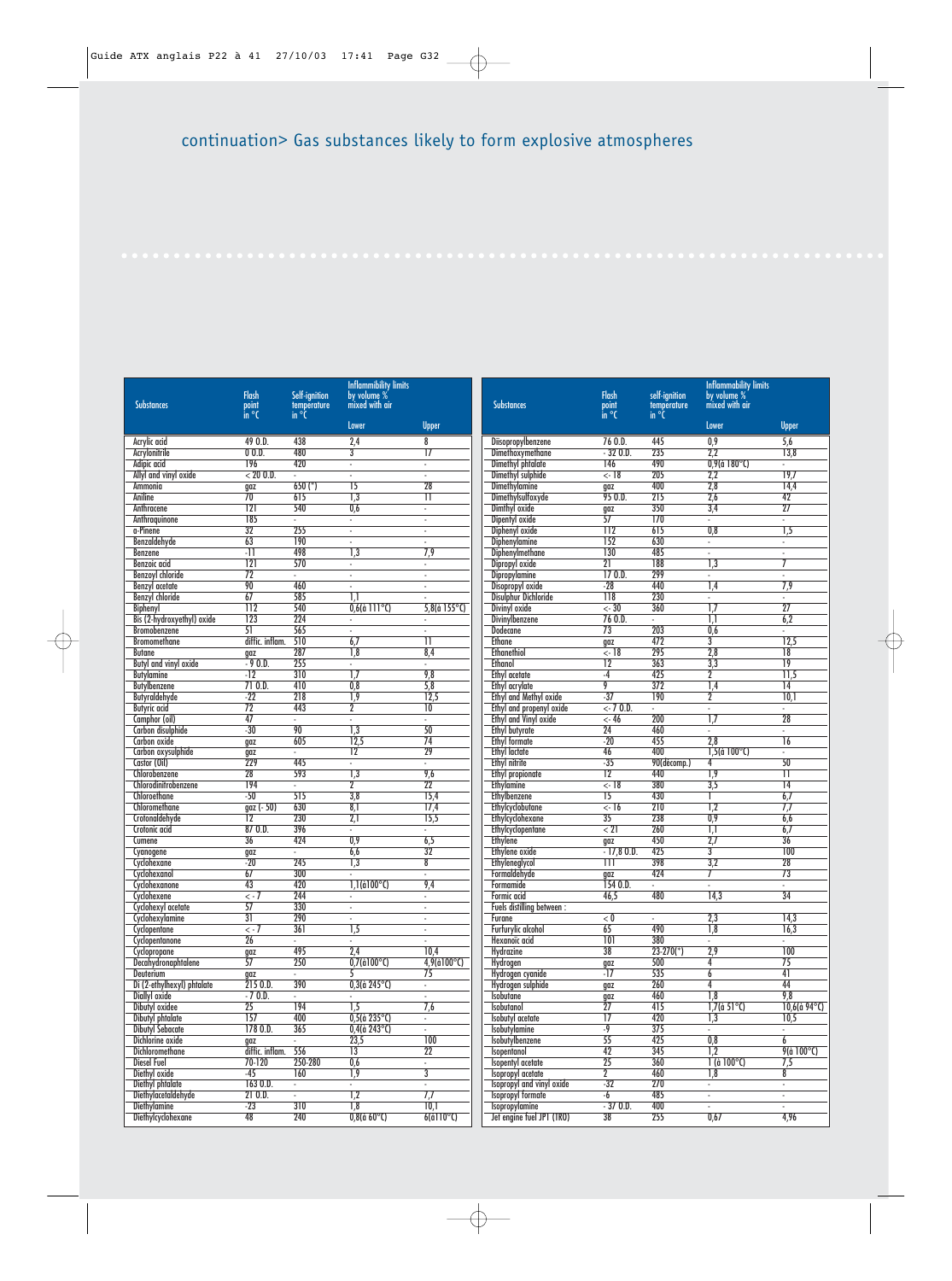## continuation> Gas substances likely to form explosive atmospheres

| Substances | Flash point in °C | Self-ignition temperature in °C | Inflammibility limits by volume % mixed with air | |
|---|---|---|---|---|
| | | | Lower | Upper |
| Acrylic acid | 49 O.D. | 438 | 2,4 | 8 |
| Acrylonitrile | 0 O.D. | 480 | 3 | 17 |
| Adipic acid | 196 | 420 | - | - |
| Allyl and vinyl oxide | < 20 O.D. | - | - | - |
| Ammonia | gaz | 650 (*) | 15 | 28 |
| Aniline | 70 | 615 | 1,3 | 11 |
| Anthracene | 121 | 540 | 0,6 | - |
| Anthraquinone | 185 | - | - | - |
| α-Pinene | 32 | 255 | - | - |
| Benzaldehyde | 63 | 190 | - | - |
| Benzene | -11 | 498 | 1,3 | 7,9 |
| Benzoic acid | 121 | 570 | - | - |
| Benzoyl chloride | 72 | - | - | - |
| Benzyl acetate | 90 | 460 | - | - |
| Benzyl chloride | 67 | 585 | 1,1 | - |
| Biphenyl | 112 | 540 | 0,6(à 111°C) | 5,8(à 155°C) |
| Bis (2-hydroxyethyl) oxide | 123 | 224 | - | - |
| Bromobenzene | 51 | 565 | - | - |
| Bromomethane | diffic. inflam. | 510 | 6,7 | 11 |
| Butane | gaz | 287 | 1,8 | 8,4 |
| Butyl and vinyl oxide | - 9 O.D. | 255 | - | - |
| Butylamine | -12 | 310 | 1,7 | 9,8 |
| Butylbenzene | 71 O.D. | 410 | 0,8 | 5,8 |
| Butyraldehyde | -22 | 218 | 1,9 | 12,5 |
| Butyric acid | 72 | 443 | 2 | 10 |
| Camphor (oil) | 47 | - | - | - |
| Carbon disulphide | -30 | 90 | 1,3 | 50 |
| Carbon oxide | gaz | 605 | 12,5 | 74 |
| Carbon oxysulphide | gaz | - | 12 | 29 |
| Castor (Oil) | 229 | 445 | - | - |
| Chlorobenzene | 28 | 593 | 1,3 | 9,6 |
| Chlorodinitrobenzene | 194 | - | 2 | 22 |
| Chloroethane | -50 | 515 | 3,8 | 15,4 |
| Chloromethane | gaz (- 50) | 630 | 8,1 | 17,4 |
| Crotonaldehyde | 12 | 230 | 2,1 | 15,5 |
| Crotonic acid | 87 O.D. | 396 | - | - |
| Cumene | 36 | 424 | 0,9 | 6,5 |
| Cyanogene | gaz | - | 6,6 | 32 |
| Cyclohexane | -20 | 245 | 1,3 | 8 |
| Cyclohexanol | 67 | 300 | - | - |
| Cyclohexanone | 43 | 420 | 1,1(à100°C) | 9,4 |
| Cyclohexene | < - 7 | 244 | - | - |
| Cyclohexyl acetate | 57 | 330 | - | - |
| Cyclohexylamine | 31 | 290 | - | - |
| Cyclopentane | < - 7 | 361 | 1,5 | - |
| Cyclopentanone | 26 | - | - | - |
| Cyclopropane | gaz | 495 | 2,4 | 10,4 |
| Decahydronaphtalene | 57 | 250 | 0,7(à100°C) | 4,9(à100°C) |
| Deuterium | gaz | - | 5 | 75 |
| Di (2-ethylhexyl) phtalate | 215 O.D. | 390 | 0,3(à 245°C) | - |
| Diallyl oxide | - 7 O.D. | - | - | - |
| Dibutyl oxidee | 25 | 194 | 1,5 | 7,6 |
| Dibutyl phtalate | 157 | 400 | 0,5(à 235°C) | - |
| Dibutyl Sebacate | 178 O.D. | 365 | 0,4(à 243°C) | - |
| Dichlorine oxide | gaz | - | 23,5 | 100 |
| Dichloromethane | diffic. inflam. | 556 | 13 | 22 |
| Diesel Fuel | 70-120 | 250-280 | 0,6 | - |
| Diethyl oxide | -45 | 160 | 1,9 | 3 |
| Diethyl phtalate | 163 O.D. | - | - | - |
| Diethylacetaldehyde | 21 O.D. | - | 1,2 | 7,7 |
| Diethylamine | -23 | 310 | 1,8 | 10,1 |
| Diethylcyclohexane | 48 | 240 | 0,8(à 60°C) | 6(à110°C) |
| Diisopropylbenzene | 76 O.D. | 445 | 0,9 | 5,6 |
| Dimethoxymethane | - 32 O.D. | 235 | 2,2 | 13,8 |
| Dimethyl phtalate | 146 | 490 | 0,9(à 180°C) | - |
| Dimethyl sulphide | <- 18 | 205 | 2,2 | 19,7 |
| Dimethylamine | gaz | 400 | 2,8 | 14,4 |
| Dimethylsulfoxyde | 95 O.D. | 215 | 2,6 | 42 |
| Dimthyl oxide | gaz | 350 | 3,4 | 27 |
| Dipentyl oxide | 57 | 170 | - | - |
| Diphenyl oxide | 112 | 615 | 0,8 | 1,5 |
| Diphenylamine | 152 | 630 | - | - |
| Diphenylmethane | 130 | 485 | - | - |
| Dipropyl oxide | 21 | 188 | 1,3 | 7 |
| Dipropylamine | 17 O.D. | 299 | - | - |
| Disopropyl oxide | -28 | 440 | 1,4 | 7,9 |
| Disulphur Dichloride | 118 | 230 | - | - |
| Divinyl oxide | < -30 | 360 | 1,7 | 27 |
| Divinylbenzene | 76 O.D. | - | 1,1 | 6,2 |
| Dodecane | 73 | 203 | 0,6 | - |
| Ethane | gaz | 472 | 3 | 12,5 |
| Ethanethiol | <- 18 | 295 | 2,8 | 18 |
| Ethanol | 12 | 363 | 3,3 | 19 |
| Ethyl acetate | -4 | 425 | 2 | 11,5 |
| Ethyl acrylate | 9 | 372 | 1,4 | 14 |
| Ethyl and Methyl oxide | -37 | 190 | 2 | 10,1 |
| Ethyl and propenyl oxide | <- 7 O.D. | - | - | - |
| Ethyl and Vinyl oxide | <- 46 | 200 | 1,7 | 28 |
| Ethyl butyrate | 24 | 460 | - | - |
| Ethyl formate | -20 | 455 | 2,8 | 16 |
| Ethyl lactate | 46 | 400 | 1,5(à 100°C) | - |
| Ethyl nitrite | -35 | 90(décomp.) | 4 | 50 |
| Ethyl propionate | 12 | 440 | 1,9 | 11 |
| Ethylamine | <- 18 | 380 | 3,5 | 14 |
| Ethylbenzene | 15 | 430 | 1 | 6,7 |
| Ethylcyclobutane | <- 16 | 210 | 1,2 | 7,7 |
| Ethylcyclohexane | 35 | 238 | 0,9 | 6,6 |
| Ethylcyclopentane | < 21 | 260 | 1,1 | 6,7 |
| Ethylene | gaz | 450 | 2,7 | 36 |
| Ethylene oxide | - 17,8 O.D. | 425 | 3 | 100 |
| Ethyleneglycol | 111 | 398 | 3,2 | 28 |
| Formaldehyde | gaz | 424 | 7 | 73 |
| Formamide | 154 O.D. | - | - | - |
| Formic acid | 46,5 | 480 | 14,3 | 34 |
| Fuels distilling between : | | | | |
| Furane | < 0 | - | 2,3 | 14,3 |
| Furfurylic alcohol | 65 | 490 | 1,8 | 16,3 |
| Hexanoic acid | 101 | 380 | - | - |
| Hydrazine | 38 | 23-270(*) | 2,9 | 100 |
| Hydrogen | gaz | 500 | 4 | 75 |
| Hydrogen cyanide | -17 | 535 | 6 | 41 |
| Hydrogen sulphide | gaz | 260 | 4 | 44 |
| Isobutane | gaz | 460 | 1,8 | 9,8 |
| Isobutanol | 27 | 415 | 1,7(à 51°C) | 10,6(à 94°C) |
| Isobutyl acetate | 17 | 420 | 1,3 | 10,5 |
| Isobutylamine | -9 | 375 | - | - |
| Isobutylbenzene | 55 | 425 | 0,8 | 6 |
| Isopentanol | 42 | 345 | 1,2 | 9(à 100°C) |
| Isopentyl acetate | 25 | 360 | 1 (à 100°C) | 7,5 |
| Isopropyl acetate | 2 | 460 | 1,8 | 8 |
| Isopropyl and vinyl oxide | -32 | 270 | - | - |
| Isopropyl formate | -6 | 485 | - | - |
| Isopropylamine | - 37 O.D. | 400 | - | - |
| Jet engine fuel JP1 (TR0) | 38 | 255 | 0,67 | 4,96 |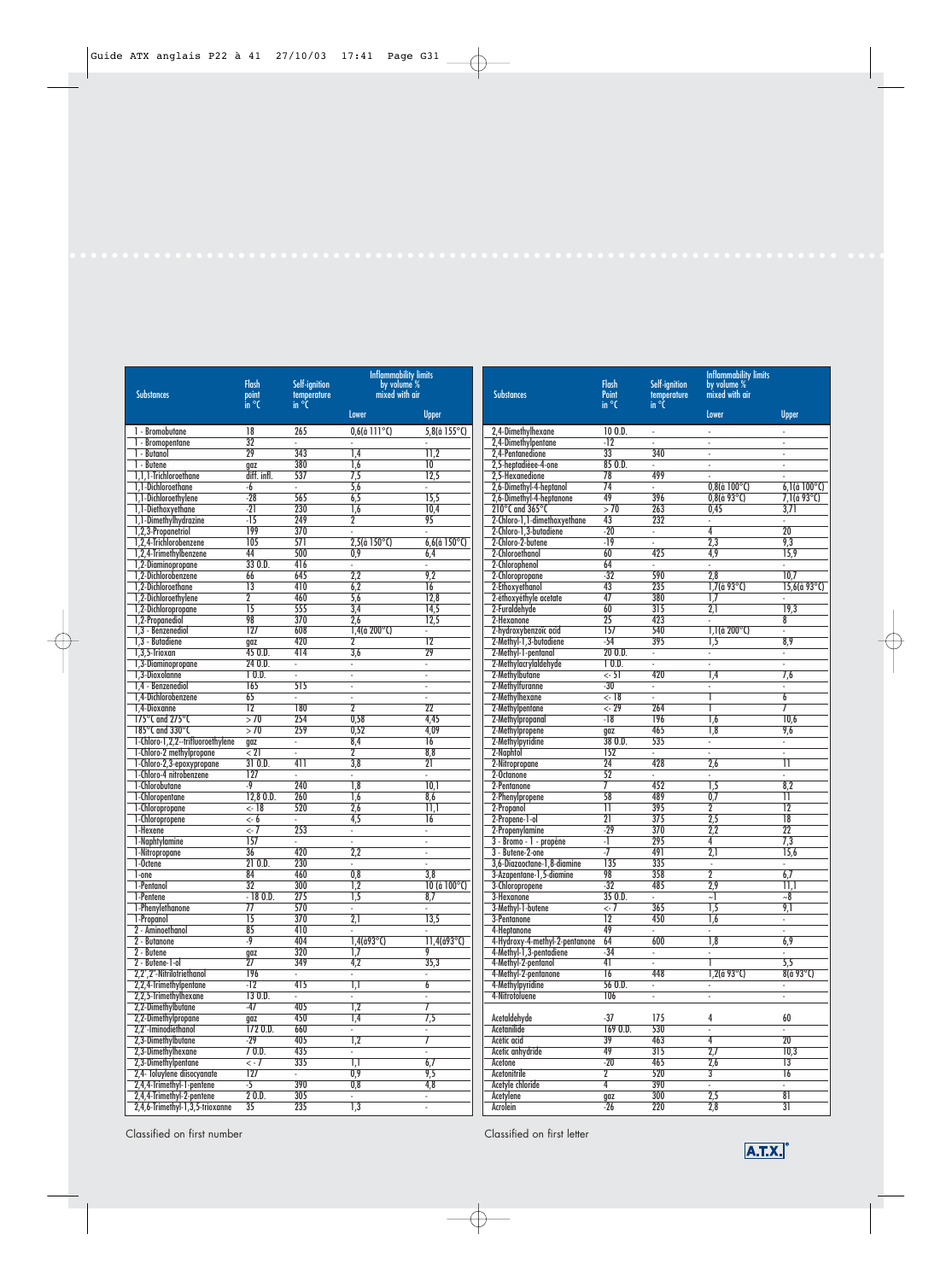| Substances | Flash point in °C | Self-ignition temperature in °C | Inflammability limits by volume % mixed with air | |
|---|---|---|---|---|
| | | | Lower | Upper |
| 1 - Bromobutane | 18 | 265 | 0,6(à 111°C) | 5,8(à 155°C) |
| 1 - Bromopentane | 32 | - | - | - |
| 1 - Butanol | 29 | 343 | 1,4 | 11,2 |
| 1 - Butene | gaz | 380 | 1,6 | 10 |
| 1,1,1-Trichloroethane | diff. infl. | 537 | 7,5 | 12,5 |
| 1,1-Dichloroethane | -6 | - | 5,6 | - |
| 1,1-Dichloroethylene | -28 | 565 | 6,5 | 15,5 |
| 1,1-Diethoxyethane | -21 | 230 | 1,6 | 10,4 |
| 1,1-Dimethylhydrazine | -15 | 249 | 2 | 95 |
| 1,2,3-Propanetriol | 199 | 370 | - | - |
| 1,2,4-Trichlorobenzene | 105 | 571 | 2,5(à 150°C) | 6,6(à 150°C) |
| 1,2,4-Trimethylbenzene | 44 | 500 | 0,9 | 6,4 |
| 1,2-Diaminopropane | 33 O.D. | 416 | - | - |
| 1,2-Dichlorobenzene | 66 | 645 | 2,2 | 9,2 |
| 1,2-Dichloroethane | 13 | 410 | 6,2 | 16 |
| 1,2-Dichloroethylene | 2 | 460 | 5,6 | 12,8 |
| 1,2-Dichloropropane | 15 | 555 | 3,4 | 14,5 |
| 1,2-Propanediol | 98 | 370 | 2,6 | 12,5 |
| 1,3 - Benzenediol | 127 | 608 | 1,4(à 200°C) | - |
| 1,3 - Butadiene | gaz | 420 | 2 | 12 |
| 1,3,5-Trioxan | 45 O.D. | 414 | 3,6 | 29 |
| 1,3-Diaminopropane | 24 O.D. | - | - | - |
| 1,3-Dioxolanne | 1 O.D. | - | - | - |
| 1,4 - Benzenediol | 165 | 515 | - | - |
| 1,4-Dichlorobenzene | 65 | - | - | - |
| 1,4-Dioxanne | 12 | 180 | 2 | 22 |
| 175°C and 275°C | > 70 | 254 | 0,58 | 4,45 |
| 185°C and 330°C | > 70 | 259 | 0,52 | 4,09 |
| 1-Chloro-1,2,2--trifluoroethylene | gaz | - | 8,4 | 16 |
| 1-Chloro-2 methylpropane | < 21 | - | 2 | 8,8 |
| 1-Chloro-2,3-epoxypropane | 31 O.D. | 411 | 3,8 | 21 |
| 1-Chloro-4 nitrobenzene | 127 | - | - | - |
| 1-Chlorobutane | -9 | 240 | 1,8 | 10,1 |
| 1-Chloropentane | 12,8 O.D. | 260 | 1,6 | 8,6 |
| 1-Chloropropane | <-18 | 520 | 2,6 | 11,1 |
| 1-Chloropropene | <-6 | - | 4,5 | 16 |
| 1-Hexene | <-7 | 253 | - | - |
| 1-Naphtylamine | 157 | - | - | - |
| 1-Nitropropane | 36 | 420 | 2,2 | - |
| 1-Octene | 21 O.D. | 230 | - | - |
| 1-one | 84 | 460 | 0,8 | 3,8 |
| 1-Pentanol | 32 | 300 | 1,2 | 10 (à 100°C) |
| 1-Pentene | - 18 O.D. | 275 | 1,5 | 8,7 |
| 1-Phenylethanone | 77 | 570 | - | - |
| 1-Propanol | 15 | 370 | 2,1 | 13,5 |
| 2 - Aminoethanol | 85 | 410 | - | - |
| 2 - Butanone | -9 | 404 | 1,4(à93°C) | 11,4(à93°C) |
| 2 - Butene | gaz | 320 | 1,7 | 9 |
| 2 - Butene-1-ol | 27 | 349 | 4,2 | 35,3 |
| 2,2',2''-Nitrilotriethanol | 196 | - | - | - |
| 2,2,4-Trimethylpentane | -12 | 415 | 1,1 | 6 |
| 2,2,5-Trimethylhexane | 13 O.D. | - | - | - |
| 2,2-Dimethylbutane | -47 | 405 | 1,2 | 7 |
| 2,2-Dimethylpropane | gaz | 450 | 1,4 | 7,5 |
| 2,2'-Iminodiethanol | 172 O.D. | 660 | - | - |
| 2,3-Dimethylbutane | -29 | 405 | 1,2 | 7 |
| 2,3-Dimethylhexane | 7 O.D. | 435 | - | - |
| 2,3-Dimethylpentane | <-7 | 335 | 1,1 | 6,7 |
| 2,4- Toluylene diisocyanate | 127 | - | 0,9 | 9,5 |
| 2,4,4-Trimethyl-1-pentene | -5 | 390 | 0,8 | 4,8 |
| 2,4,4-Trimethyl-2-pentene | 2 O.D. | 305 | - | - |
| 2,4,6-Trimethyl-1,3,5-trioxanne | 35 | 235 | 1,3 | - |

Classified on first number

| Substances | Flash Point in °C | Self-ignition temperature in °C | Inflammability limits by volume % mixed with air | |
|---|---|---|---|---|
| | | | Lower | Upper |
| 2,4-Dimethylhexane | 10 O.D. | - | - | - |
| 2,4-Dimethylpentane | -12 | - | - | - |
| 2,4-Pentanedione | 33 | 340 | - | - |
| 2,5-heptadiène-4-one | 85 O.D. | - | - | - |
| 2,5-Hexanedione | 78 | 499 | - | - |
| 2,6-Dimethyl-4-heptanol | 74 | - | 0,8(à 100°C) | 6,1(à 100°C) |
| 2,6-Dimethyl-4-heptanone | 49 | 396 | 0,8(à 93°C) | 7,1(à 93°C) |
| 210°C and 365°C | > 70 | 263 | 0,45 | 3,71 |
| 2-Chloro-1,1-dimethoxyethane | 43 | 232 | - | - |
| 2-Chloro-1,3-butadiene | -20 | - | 4 | 20 |
| 2-Chloro-2-butene | -19 | - | 2,3 | 9,3 |
| 2-Chloroethanol | 60 | 425 | 4,9 | 15,9 |
| 2-Chlorophenol | 64 | - | - | - |
| 2-Chloropropane | -32 | 590 | 2,8 | 10,7 |
| 2-Ethoxyethanol | 43 | 235 | 1,7(à 93°C) | 15,6(à 93°C) |
| 2-ethoxyéthyle acetate | 47 | 380 | 1,7 | - |
| 2-Furaldehyde | 60 | 315 | 2,1 | 19,3 |
| 2-Hexanone | 25 | 423 | - | 8 |
| 2-hydroxybenzoic acid | 157 | 540 | 1,1(à 200°C) | - |
| 2-Methyl-1,3-butadiene | -54 | 395 | 1,5 | 8,9 |
| 2-Methyl-1-pentanal | 20 O.D. | - | - | - |
| 2-Methylacrylaldehyde | 1 O.D. | - | - | - |
| 2-Methylbutane | <-51 | 420 | 1,4 | 7,6 |
| 2-Methylfuranne | -30 | - | - | - |
| 2-Methylhexane | <-18 | - | 1 | 6 |
| 2-Methylpentane | <-29 | 264 | 1 | 7 |
| 2-Methylpropanal | -18 | 196 | 1,6 | 10,6 |
| 2-Methylpropene | gaz | 465 | 1,8 | 9,6 |
| 2-Methylpyridine | 38 O.D. | 535 | - | - |
| 2-Naphtol | 152 | - | - | - |
| 2-Nitropropane | 24 | 428 | 2,6 | 11 |
| 2-Octanone | 52 | - | - | - |
| 2-Pentanone | 7 | 452 | 1,5 | 8,2 |
| 2-Phenylpropene | 58 | 489 | 0,7 | 11 |
| 2-Propanol | 11 | 395 | 2 | 12 |
| 2-Propene-1-ol | 21 | 375 | 2,5 | 18 |
| 2-Propenylamine | -29 | 370 | 2,2 | 22 |
| 3 - Bromo - 1 - propène | -1 | 295 | 4 | 7,3 |
| 3 - Butene-2-one | -7 | 491 | 2,1 | 15,6 |
| 3,6-Diazaoctane-1,8-diamine | 135 | 335 | - | - |
| 3-Azapentane-1,5-diamine | 98 | 358 | 2 | 6,7 |
| 3-Chloropropene | -32 | 485 | 2,9 | 11,1 |
| 3-Hexanone | 35 O.D. | - | ~1 | ~8 |
| 3-Methyl-1-butene | <-7 | 365 | 1,5 | 9,1 |
| 3-Pentanone | 12 | 450 | 1,6 | - |
| 4-Heptanone | 49 | - | - | - |
| 4-Hydroxy-4-methyl-2-pentanone | 64 | 600 | 1,8 | 6,9 |
| 4-Methyl-1,3-pentadiene | -34 | - | - | - |
| 4-Methyl-2-pentanol | 41 | - | 1 | 5,5 |
| 4-Methyl-2-pentanone | 16 | 448 | 1,2(à 93°C) | 8(à 93°C) |
| 4-Methylpyridine | 56 O.D. | - | - | - |
| 4-Nitrotoluene | 106 | - | - | - |
| | | | | |
| Acetaldehyde | -37 | 175 | 4 | 60 |
| Acetanilide | 169 O.D. | 530 | - | - |
| Acetic acid | 39 | 463 | 4 | 20 |
| Acetic anhydride | 49 | 315 | 2,7 | 10,3 |
| Acetone | -20 | 465 | 2,6 | 13 |
| Acetonitrile | 2 | 520 | 3 | 16 |
| Acetyle chloride | 4 | 390 | - | - |
| Acetylene | gaz | 300 | 2,5 | 81 |
| Acrolein | -26 | 220 | 2,8 | 31 |

Classified on first letter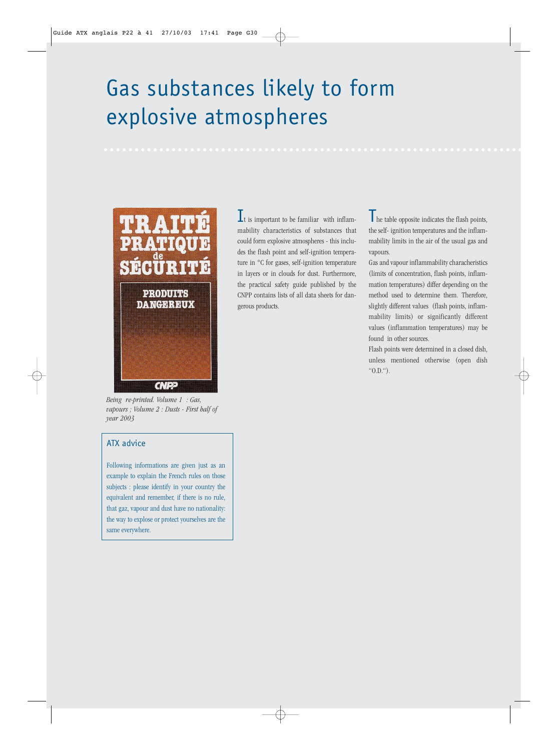# Gas substances likely to form explosive atmospheres

*Being re-printed. Volume 1 : Gas, vapours ; Volume 2 : Dusts - First half of year 2003*

### ATX advice

Following informations are given just as an example to explain the French rules on those subjects : please identify in your country the equivalent and remember, if there is no rule, that gaz, vapour and dust have no nationality: the way to explode or protect yourselves are the same everywhere.

It is important to be familiar with inflammability characteristics of substances that could form explosive atmospheres - this includes the flash point and self-ignition temperature in °C for gases, self-ignition temperature in layers or in clouds for dust. Furthermore, the practical safety guide published by the CNPP contains lists of all data sheets for dangerous products.

The table opposite indicates the flash points, the self- ignition temperatures and the inflammability limits in the air of the usual gas and vapours.

Gas and vapour inflammability characheristics (limits of concentration, flash points, inflammation temperatures) differ depending on the method used to determine them. Therefore, slightly different values (flash points, inflammability limits) or significantly different values (inflammation temperatures) may be found in other sources.

Flash points were determined in a closed dish, unless mentioned otherwise (open dish "O.D.").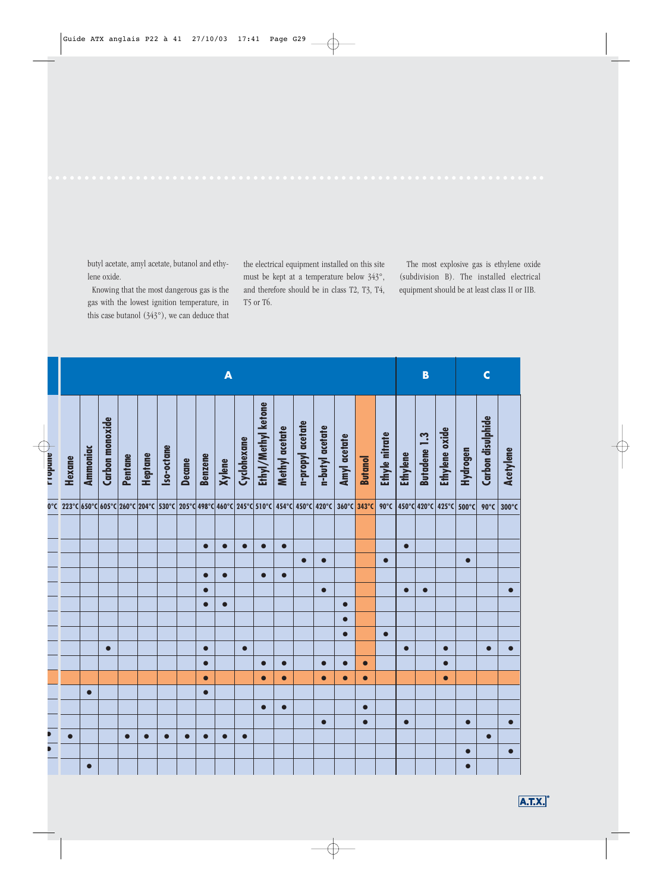butyl acetate, amyl acetate, butanol and ethylene oxide.

Knowing that the most dangerous gas is the gas with the lowest ignition temperature, in this case butanol (343°), we can deduce that the electrical equipment installed on this site must be kept at a temperature below 343°, and therefore should be in class T2, T3, T4, T5 or T6.

The most explosive gas is ethylene oxide (subdivision B). The installed electrical equipment should be at least class II or IIB.

| A | | | | | | | | | | | | | | | | | | B | | | C | | |
|---|---|---|---|---|---|---|---|---|---|---|---|---|---|---|---|---|---|---|---|---|---|---|---|
| Propane | Hexane | Ammoniac | Carbon monoxide | Pentane | Heptane | Iso-octane | Decane | Benzene | Xylene | Cyclohexane | Ethyl/Methyl ketone | Methyl acetate | n-propyl acetate | n-butyl acetate | Amyl acetate | Butanol | Ethyle nitrate | Ethylene | Butadene 1.3 | Ethylene oxide | Hydrogen | Carbon disulphide | Acetylene |
| 0°C | 223°C | 650°C | 605°C | 260°C | 204°C | 530°C | 205°C | 498°C | 460°C | 245°C | 510°C | 454°C | 450°C | 420°C | 360°C | 343°C | 90°C | 450°C | 420°C | 425°C | 500°C | 90°C | 300°C |
| | | | | | | | | | | | | | | | | | | | | | | | |
| | | | | | | | | ● | ● | ● | ● | ● | | | | | | ● | | | | | |
| | | | | | | | | | | | | | ● | ● | | | ● | | | | ● | | |
| | | | | | | | | ● | ● | | ● | ● | | | | | | | | | | | |
| | | | | | | | | ● | | | | | | ● | | | | ● | ● | | | | ● |
| | | | | | | | | ● | ● | | | | | | ● | | | | | | | | |
| | | | | | | | | | | | | | | | ● | | | | | | | | |
| | | | | | | | | | | | | | | | ● | | ● | | | | | | |
| | | | ● | | | | | ● | | ● | | | | | | | | ● | | ● | | ● | ● |
| | | | | | | | | ● | | | ● | ● | | ● | ● | ● | | | | ● | | | |
| | | | | | | | | ● | | | ● | ● | | ● | ● | ● | | | | ● | | | |
| | | ● | | | | | | ● | | | | | | | | | | | | | | | |
| | | | | | | | | | | | ● | ● | | | | ● | | | | | | | |
| | | | | | | | | | | | | | | ● | | ● | | ● | | | ● | | ● |
| ● | ● | | | ● | ● | ● | ● | ● | ● | ● | | | | | | | | | | | | ● | |
| ● | | | | | | | | | | | | | | | | | | | | | ● | | ● |
| | | ● | | | | | | | | | | | | | | | | | | | ● | | |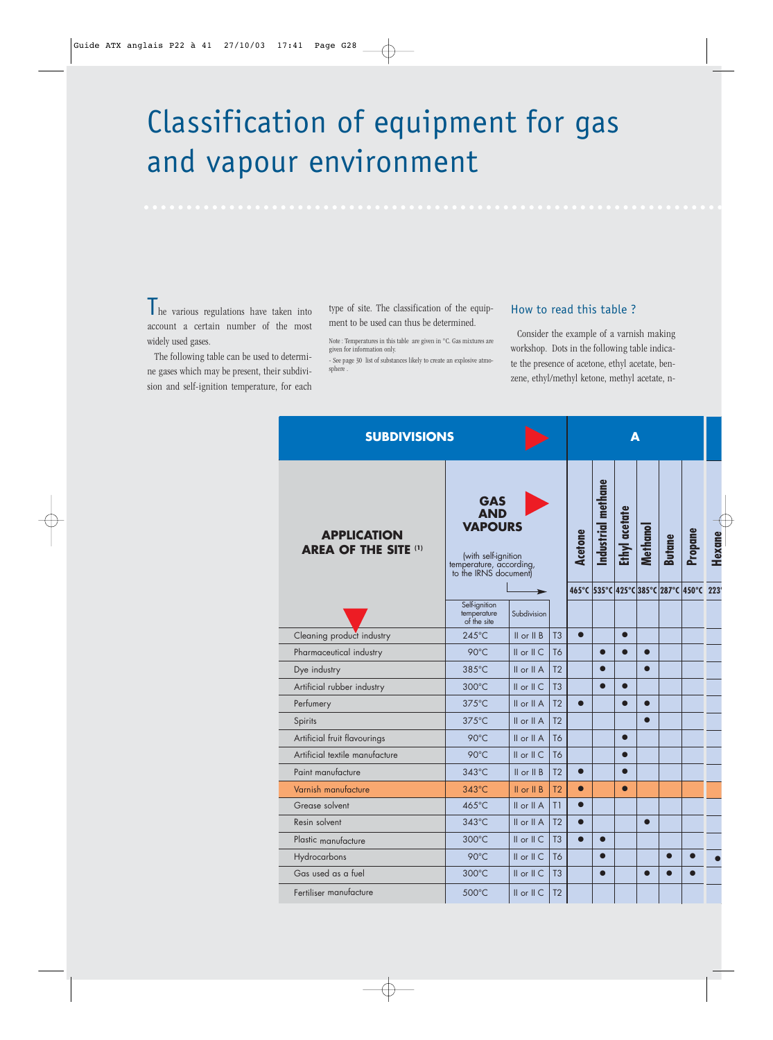# Classification of equipment for gas and vapour environment

The various regulations have taken into account a certain number of the most widely used gases.

The following table can be used to determine gases which may be present, their subdivision and self-ignition temperature, for each type of site. The classification of the equipment to be used can thus be determined.

Note : Temperatures in this table are given in °C. Gas mixtures are given for information only.

- See page 30 list of substances likely to create an explosive atmosphere .

## How to read this table ?

Consider the example of a varnish making workshop. Dots in the following table indicate the presence of acetone, ethyl acetate, benzene, ethyl/methyl ketone, methyl acetate, n-

| SUBDIVISIONS | | | | A | | | | | | |
|---|---|---|---|---|---|---|---|---|---|---|
| APPLICATION AREA OF THE SITE (1) | GAS AND VAPOURS (with self-ignition temperature, according, to the IRNS document) | | | Acetone | Industrial methane | Ethyl acetate | Methanol | Butane | Propane | Hexane |
| | Self-ignition temperature of the site | Subdivision | | 465°C | 535°C | 425°C | 385°C | 287°C | 450°C | 223° |
| Cleaning product industry | 245°C | II or II B | T3 | ● | | ● | | | | |
| Pharmaceutical industry | 90°C | II or II C | T6 | | ● | ● | ● | | | |
| Dye industry | 385°C | II or II A | T2 | | ● | | ● | | | |
| Artificial rubber industry | 300°C | II or II C | T3 | | ● | ● | | | | |
| Perfumery | 375°C | II or II A | T2 | ● | | ● | ● | | | |
| Spirits | 375°C | II or II A | T2 | | | | ● | | | |
| Artificial fruit flavourings | 90°C | II or II A | T6 | | | ● | | | | |
| Artificial textile manufacture | 90°C | II or II C | T6 | | | ● | | | | |
| Paint manufacture | 343°C | II or II B | T2 | ● | | ● | | | | |
| Varnish manufacture | 343°C | II or II B | T2 | ● | | ● | | | | |
| Grease solvent | 465°C | II or II A | T1 | ● | | | | | | |
| Resin solvent | 343°C | II or II A | T2 | ● | | | ● | | | |
| Plastic manufacture | 300°C | II or II C | T3 | ● | ● | | | | | |
| Hydrocarbons | 90°C | II or II C | T6 | | ● | | | ● | ● | ● |
| Gas used as a fuel | 300°C | II or II C | T3 | | ● | | ● | ● | ● | |
| Fertiliser manufacture | 500°C | II or II C | T2 | | | | | | | |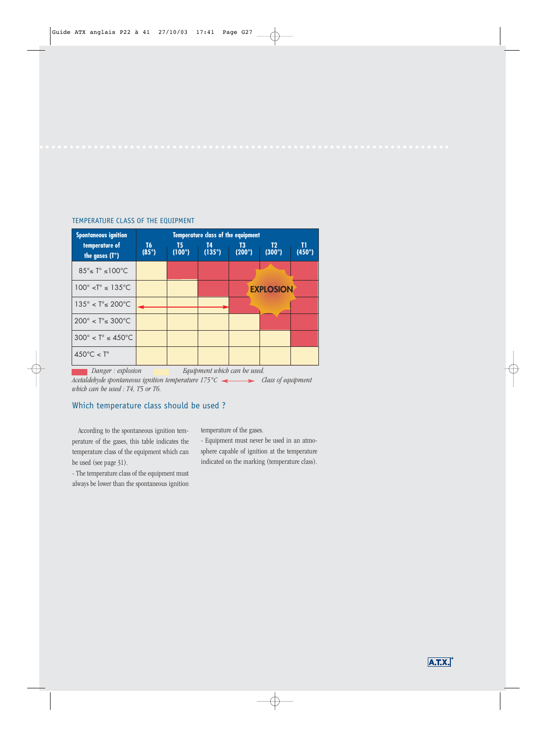TEMPERATURE CLASS OF THE EQUIPMENT

| Spontaneous ignition temperature of the gases (T°) | Temperature class of the equipment | | | | | |
|---|---|---|---|---|---|---|
| | T6 (85°) | T5 (100°) | T4 (135°) | T3 (200°) | T2 (300°) | T1 (450°) |
| 85°≤ T° ≤100°C | Equipment which can be used | Danger : explosion | Danger : explosion | Danger : explosion | Danger : explosion | Danger : explosion |
| 100° <T° ≤ 135°C | Equipment which can be used | Equipment which can be used | Danger : explosion | Danger : explosion | Danger : explosion | Danger : explosion |
| 135° < T°≤ 200°C | Equipment which can be used | Equipment which can be used | Equipment which can be used | Danger : explosion | Danger : explosion | Danger : explosion |
| 200° < T°≤ 300°C | Equipment which can be used | Equipment which can be used | Equipment which can be used | Equipment which can be used | Danger : explosion | Danger : explosion |
| 300° < T° ≤ 450°C | Equipment which can be used | Equipment which can be used | Equipment which can be used | Equipment which can be used | Equipment which can be used | Danger : explosion |
| 450°C < T° | Equipment which can be used | Equipment which can be used | Equipment which can be used | Equipment which can be used | Equipment which can be used | Equipment which can be used |

*Danger : explosion* — *Equipment which can be used.*

*Acetaldehyde spontaneous ignition temperature 175°C* ⟷ *Class of equipment which can be used : T4, T5 or T6.*

## Which temperature class should be used ?

According to the spontaneous ignition temperature of the gases, this table indicates the temperature class of the equipment which can be used (see page 31).

- The temperature class of the equipment must always be lower than the spontaneous ignition temperature of the gases.
- Equipment must never be used in an atmosphere capable of ignition at the temperature indicated on the marking (temperature class).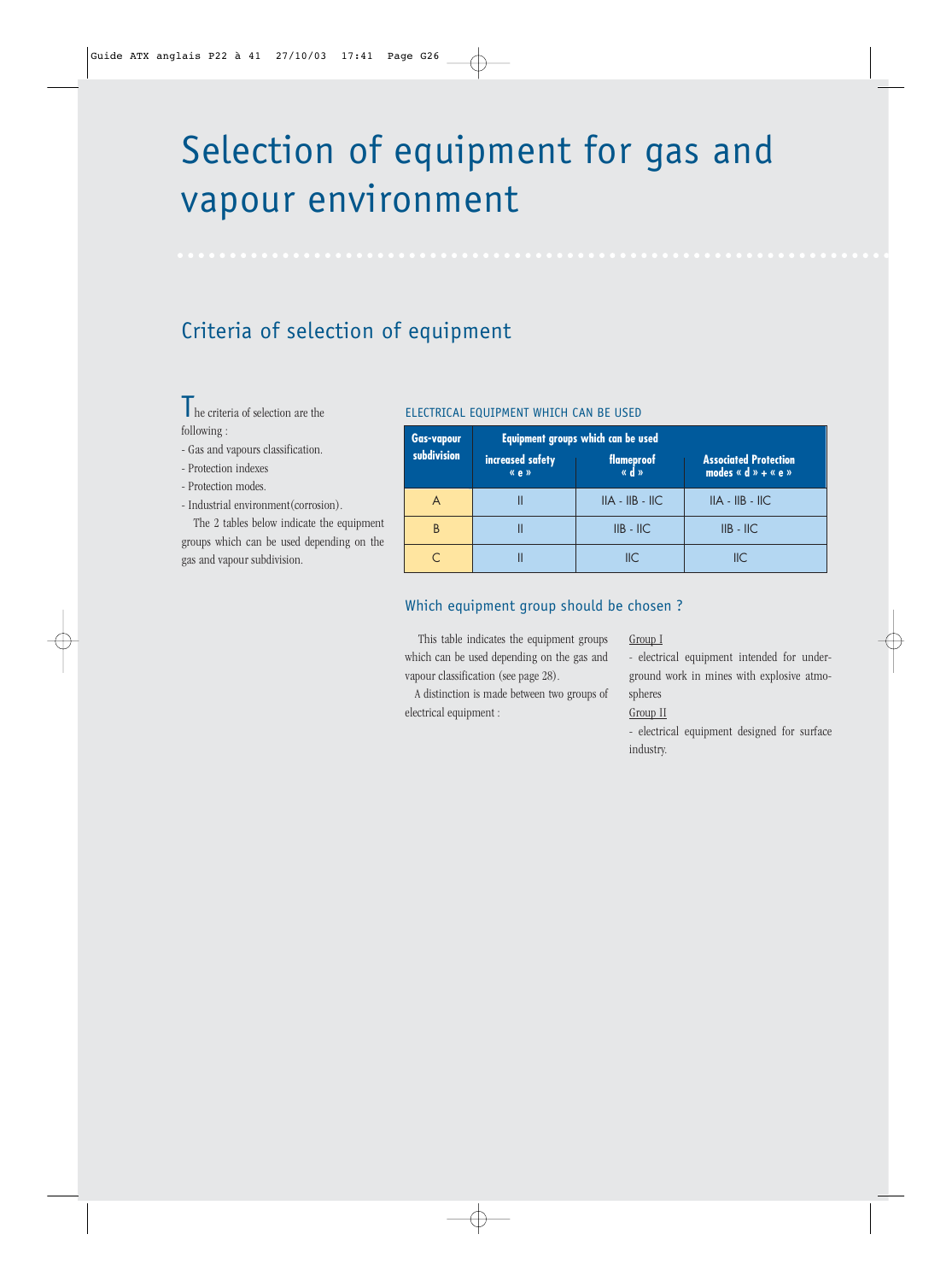# Selection of equipment for gas and vapour environment

## Criteria of selection of equipment

The criteria of selection are the following :

- Gas and vapours classification.
- Protection indexes
- Protection modes.
- Industrial environment(corrosion).

The 2 tables below indicate the equipment groups which can be used depending on the gas and vapour subdivision.

ELECTRICAL EQUIPMENT WHICH CAN BE USED

| Gas-vapour subdivision | Equipment groups which can be used | | |
|---|---|---|---|
| | increased safety « e » | flameproof « d » | Associated Protection modes « d » + « e » |
| A | II | IIA - IIB - IIC | IIA - IIB - IIC |
| B | II | IIB - IIC | IIB - IIC |
| C | II | IIC | IIC |

### Which equipment group should be chosen ?

This table indicates the equipment groups which can be used depending on the gas and vapour classification (see page 28).

A distinction is made between two groups of electrical equipment :

Group I

- electrical equipment intended for underground work in mines with explosive atmospheres

Group II

- electrical equipment designed for surface industry.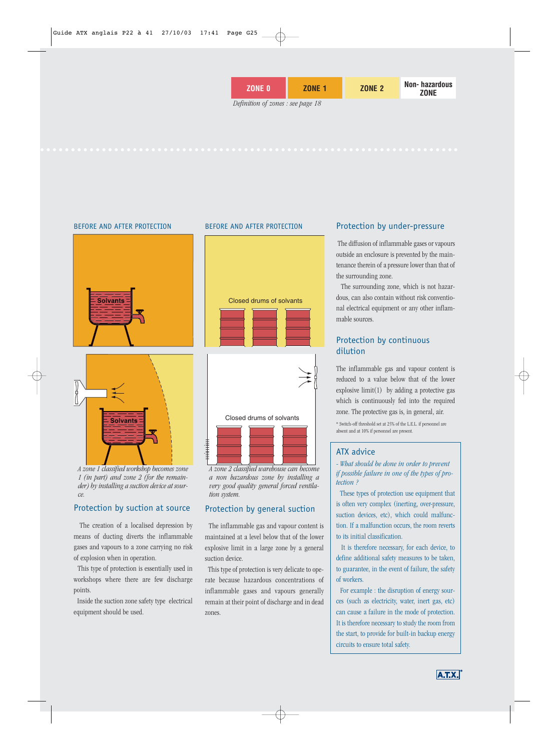| ZONE 0 | ZONE 1 | ZONE 2 | Non- hazardous ZONE |
|---|---|---|---|

*Definition of zones : see page 18*

BEFORE AND AFTER PROTECTION

*A zone 1 classified workshop becomes zone 1 (in part) and zone 2 (for the remainder) by installing a suction device at source.*

## Protection by suction at source

The creation of a localised depression by means of ducting diverts the inflammable gases and vapours to a zone carrying no risk of explosion when in operation.

This type of protection is essentially used in workshops where there are few discharge points.

Inside the suction zone safety type electrical equipment should be used.

BEFORE AND AFTER PROTECTION

*A zone 2 classified warehouse can become a non hazardous zone by installing a very good quality general forced ventilation system.*

## Protection by general suction

The inflammable gas and vapour content is maintained at a level below that of the lower explosive limit in a large zone by a general suction device.

This type of protection is very delicate to operate because hazardous concentrations of inflammable gases and vapours generally remain at their point of discharge and in dead zones.

## Protection by under-pressure

The diffusion of inflammable gases or vapours outside an enclosure is prevented by the maintenance therein of a pressure lower than that of the surrounding zone.

The surrounding zone, which is not hazardous, can also contain without risk conventional electrical equipment or any other inflammable sources.

## Protection by continuous dilution

The inflammable gas and vapour content is reduced to a value below that of the lower explosive limit(1) by adding a protective gas which is continuously fed into the required zone. The protective gas is, in general, air.

* Switch-off threshold set at 25% of the L.E.L. if personnel are absent and at 10% if personnel are present.

### ATX advice

*- What should be done in order to prevent if possible failure in one of the types of protection ?*

These types of protection use equipment that is often very complex (inerting, over-pressure, suction devices, etc), which could malfunction. If a malfunction occurs, the room reverts to its initial classification.

It is therefore necessary, for each device, to define additional safety measures to be taken, to guarantee, in the event of failure, the safety of workers.

For example : the disruption of energy sources (such as electricity, water, inert gas, etc) can cause a failure in the mode of protection. It is therefore necessary to study the room from the start, to provide for built-in backup energy circuits to ensure total safety.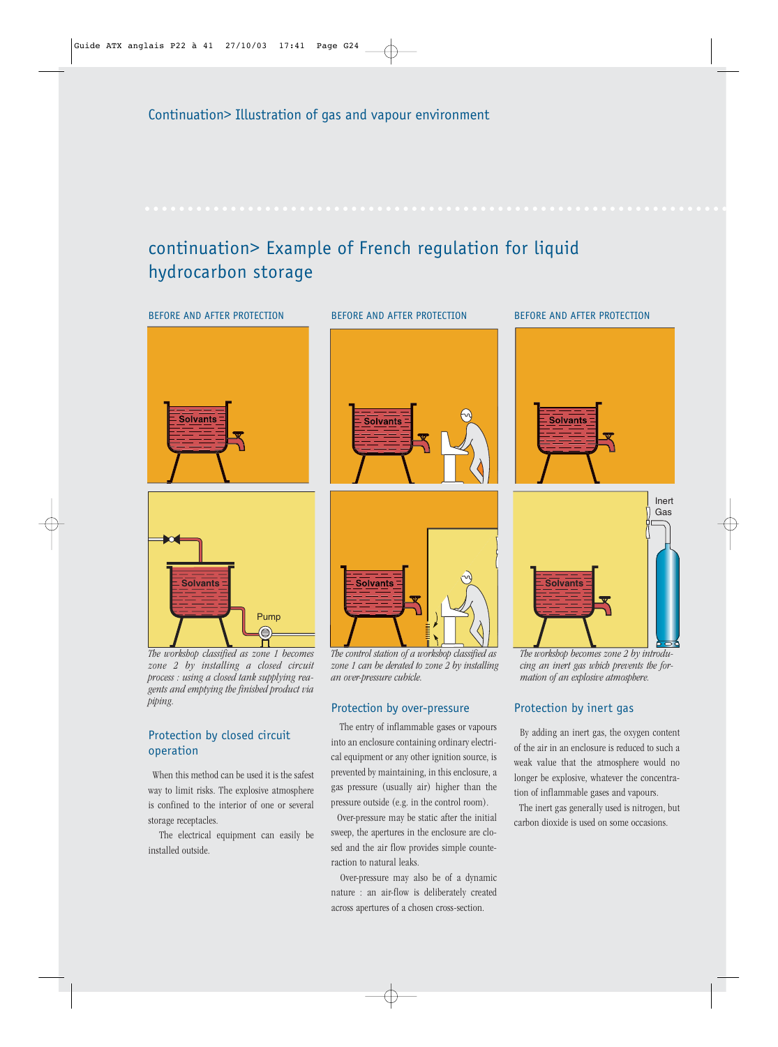Continuation> Illustration of gas and vapour environment

## continuation> Example of French regulation for liquid hydrocarbon storage

BEFORE AND AFTER PROTECTION

*The workshop classified as zone 1 becomes zone 2 by installing a closed circuit process : using a closed tank supplying reagents and emptying the finished product via piping.*

### Protection by closed circuit operation

When this method can be used it is the safest way to limit risks. The explosive atmosphere is confined to the interior of one or several storage receptacles.

The electrical equipment can easily be installed outside.

BEFORE AND AFTER PROTECTION

*The control station of a workshop classified as zone 1 can be derated to zone 2 by installing an over-pressure cubicle.*

### Protection by over-pressure

The entry of inflammable gases or vapours into an enclosure containing ordinary electrical equipment or any other ignition source, is prevented by maintaining, in this enclosure, a gas pressure (usually air) higher than the pressure outside (e.g. in the control room).

Over-pressure may be static after the initial sweep, the apertures in the enclosure are closed and the air flow provides simple counteraction to natural leaks.

Over-pressure may also be of a dynamic nature : an air-flow is deliberately created across apertures of a chosen cross-section.

BEFORE AND AFTER PROTECTION

*The workshop becomes zone 2 by introducing an inert gas which prevents the formation of an explosive atmosphere.*

### Protection by inert gas

By adding an inert gas, the oxygen content of the air in an enclosure is reduced to such a weak value that the atmosphere would no longer be explosive, whatever the concentration of inflammable gases and vapours.

The inert gas generally used is nitrogen, but carbon dioxide is used on some occasions.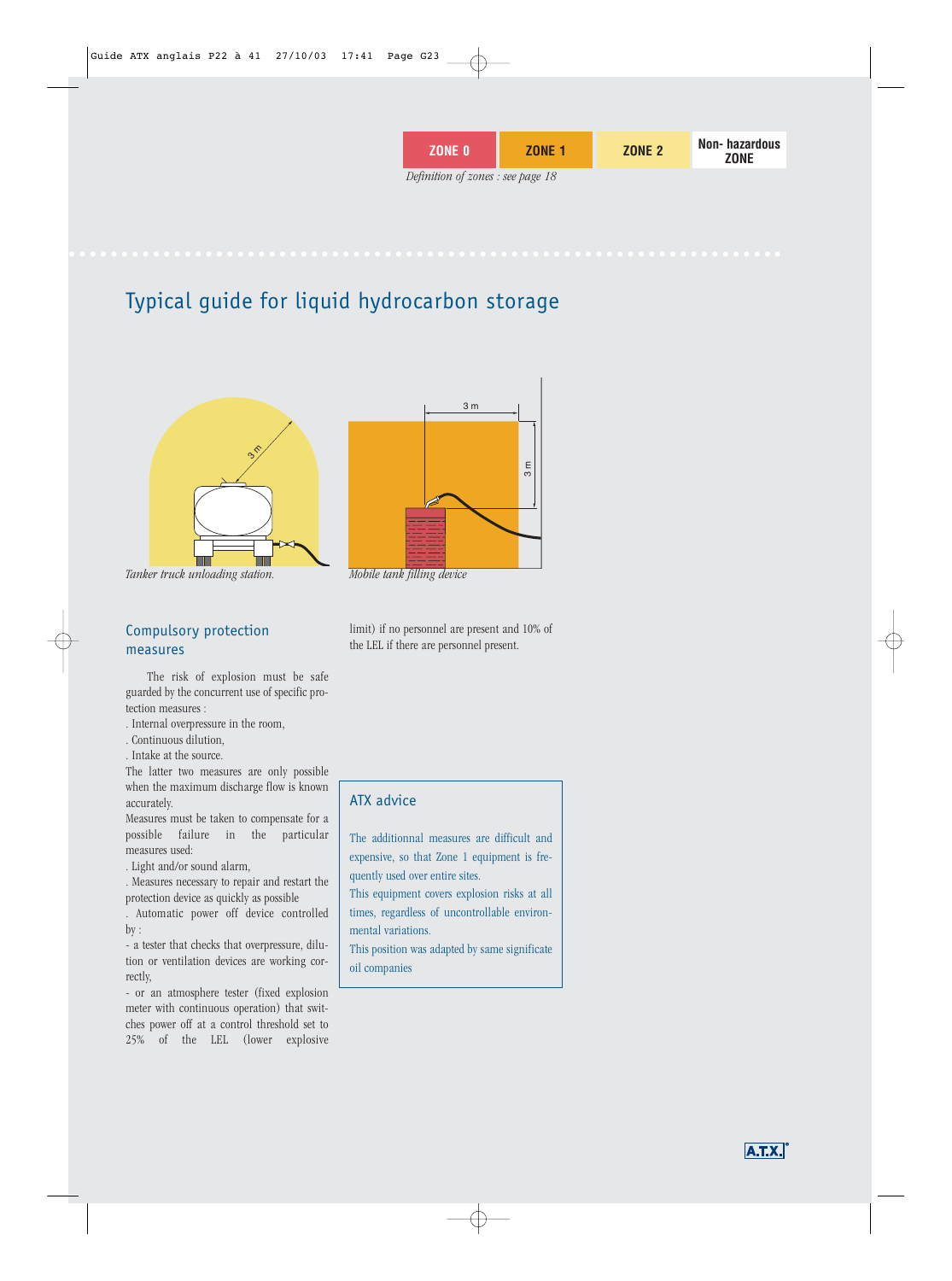| ZONE 0 | ZONE 1 | ZONE 2 | Non- hazardous ZONE |
|---|---|---|---|

*Definition of zones : see page 18*

# Typical guide for liquid hydrocarbon storage

*Tanker truck unloading station.*

*Mobile tank filling device*

## Compulsory protection measures

The risk of explosion must be safe guarded by the concurrent use of specific protection measures :

. Internal overpressure in the room,
. Continuous dilution,
. Intake at the source.

The latter two measures are only possible when the maximum discharge flow is known accurately.

Measures must be taken to compensate for a possible failure in the particular measures used:

. Light and/or sound alarm,
. Measures necessary to repair and restart the protection device as quickly as possible
. Automatic power off device controlled by :
- a tester that checks that overpressure, dilution or ventilation devices are working correctly,
- or an atmosphere tester (fixed explosion meter with continuous operation) that switches power off at a control threshold set to 25% of the LEL (lower explosive limit) if no personnel are present and 10% of the LEL if there are personnel present.

## ATX advice

The additionnal measures are difficult and expensive, so that Zone 1 equipment is frequently used over entire sites.

This equipment covers explosion risks at all times, regardless of uncontrollable environmental variations.

This position was adapted by same significate oil companies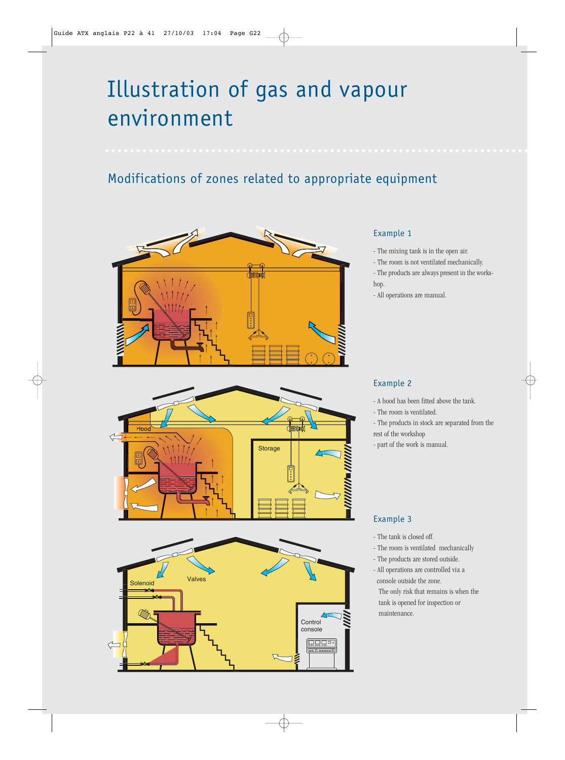# Illustration of gas and vapour environment

## Modifications of zones related to appropriate equipment

### Example 1

- The mixing tank is in the open air.
- The room is not ventilated mechanically.
- The products are always present in the workshop.
- All operations are manual.

### Example 2

- A hood has been fitted above the tank.
- The room is ventilated.
- The products in stock are separated from the rest of the workshop
- part of the work is manual.

### Example 3

- The tank is closed off.
- The room is ventilated mechanically
- The products are stored outside.
- All operations are controlled via a console outside the zone.

  The only risk that remains is when the tank is opened for inspection or maintenance.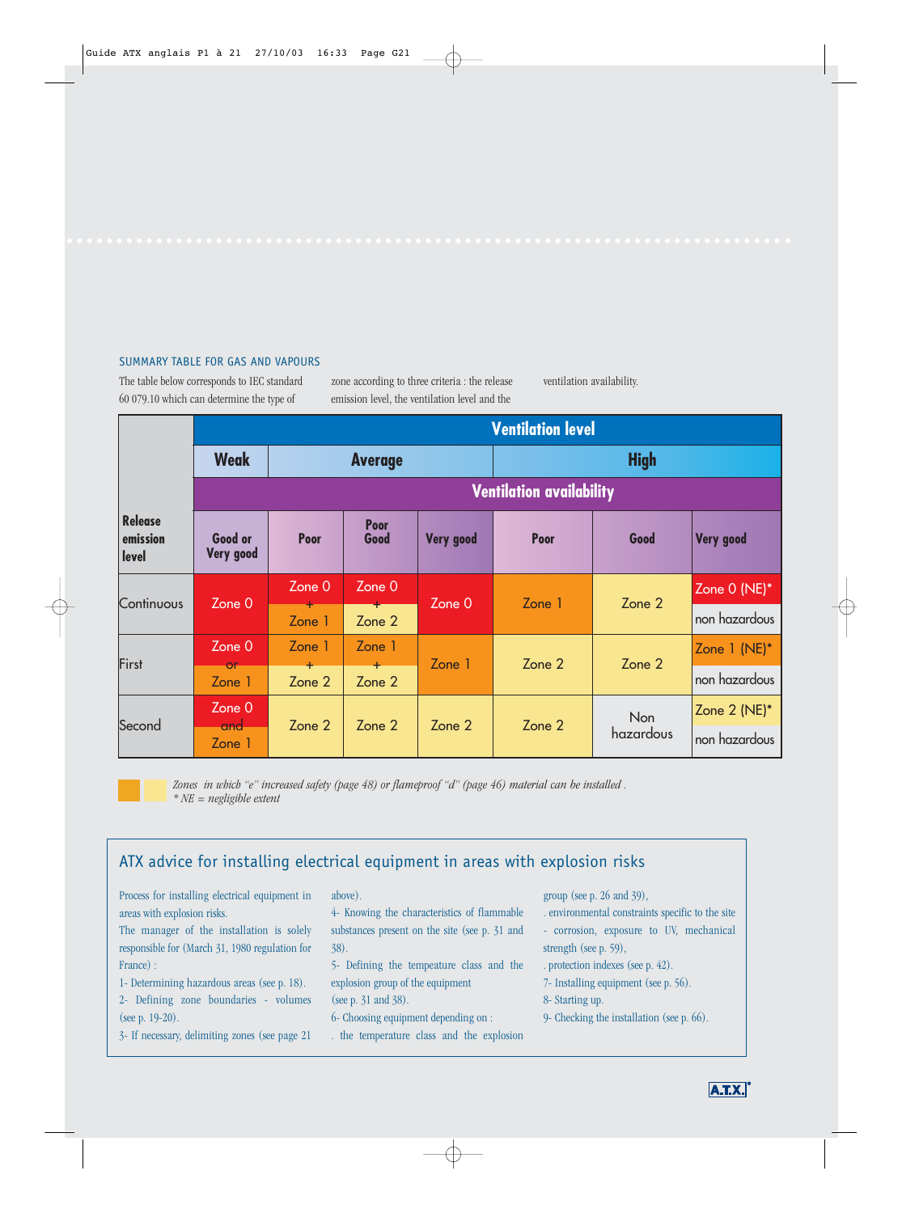SUMMARY TABLE FOR GAS AND VAPOURS

The table below corresponds to IEC standard 60 079.10 which can determine the type of zone according to three criteria : the release emission level, the ventilation level and the ventilation availability.

| Release emission level | Ventilation level | | | | | | |
|---|---|---|---|---|---|---|---|
| | Weak | Average | | | High | | |
| | Ventilation availability | | | | | | |
| | Good or Very good | Poor | Poor Good | Very good | Poor | Good | Very good |
| Continuous | Zone 0 | Zone 0 + Zone 1 | Zone 0 + Zone 2 | Zone 0 | Zone 1 | Zone 2 | Zone 0 (NE)* / non hazardous |
| First | Zone 0 or Zone 1 | Zone 1 + Zone 2 | Zone 1 + Zone 2 | Zone 1 | Zone 2 | Zone 2 | Zone 1 (NE)* / non hazardous |
| Second | Zone 0 and Zone 1 | Zone 2 | Zone 2 | Zone 2 | Zone 2 | Non hazardous | Zone 2 (NE)* / non hazardous |

*Zones in which "e" increased safety (page 48) or flameproof "d" (page 46) material can be installed .*
*\* NE = negligible extent*

## ATX advice for installing electrical equipment in areas with explosion risks

Process for installing electrical equipment in areas with explosion risks.
The manager of the installation is solely responsible for (March 31, 1980 regulation for France) :

1- Determining hazardous areas (see p. 18).
2- Defining zone boundaries - volumes (see p. 19-20).
3- If necessary, delimiting zones (see page 21 above).
4- Knowing the characteristics of flammable substances present on the site (see p. 31 and 38).
5- Defining the tempeature class and the explosion group of the equipment (see p. 31 and 38).
6- Choosing equipment depending on :
. the temperature class and the explosion group (see p. 26 and 39),
. environmental constraints specific to the site - corrosion, exposure to UV, mechanical strength (see p. 59),
. protection indexes (see p. 42).
7- Installing equipment (see p. 56).
8- Starting up.
9- Checking the installation (see p. 66).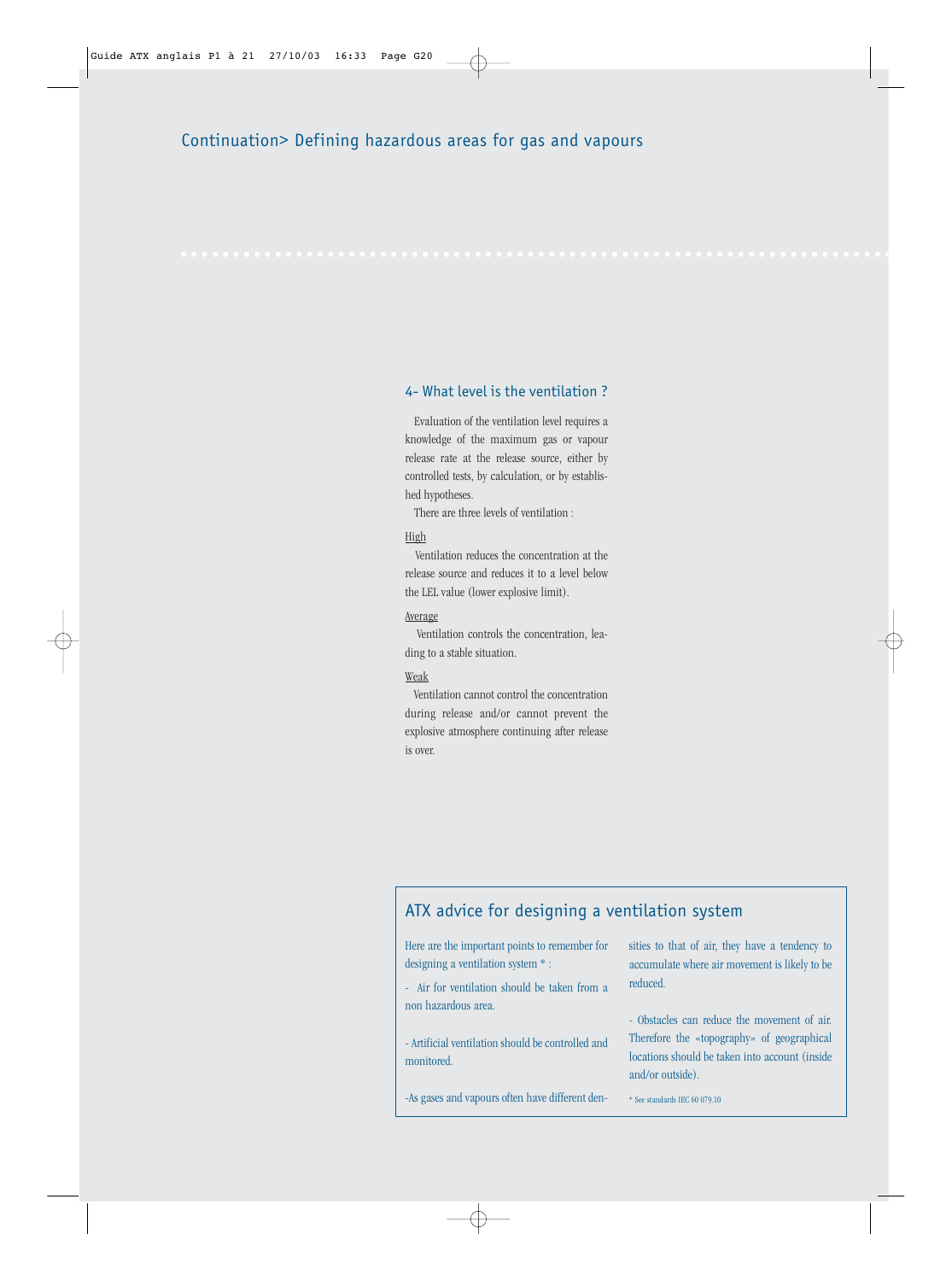## Continuation> Defining hazardous areas for gas and vapours

### 4- What level is the ventilation ?

Evaluation of the ventilation level requires a knowledge of the maximum gas or vapour release rate at the release source, either by controlled tests, by calculation, or by established hypotheses.

There are three levels of ventilation :

High

Ventilation reduces the concentration at the release source and reduces it to a level below the LEL value (lower explosive limit).

Average

Ventilation controls the concentration, leading to a stable situation.

Weak

Ventilation cannot control the concentration during release and/or cannot prevent the explosive atmosphere continuing after release is over.

### ATX advice for designing a ventilation system

Here are the important points to remember for designing a ventilation system * :

- Air for ventilation should be taken from a non hazardous area.

- Artificial ventilation should be controlled and monitored.

- As gases and vapours often have different densities to that of air, they have a tendency to accumulate where air movement is likely to be reduced.

- Obstacles can reduce the movement of air. Therefore the «topography» of geographical locations should be taken into account (inside and/or outside).

* See standards IEC 60 079.10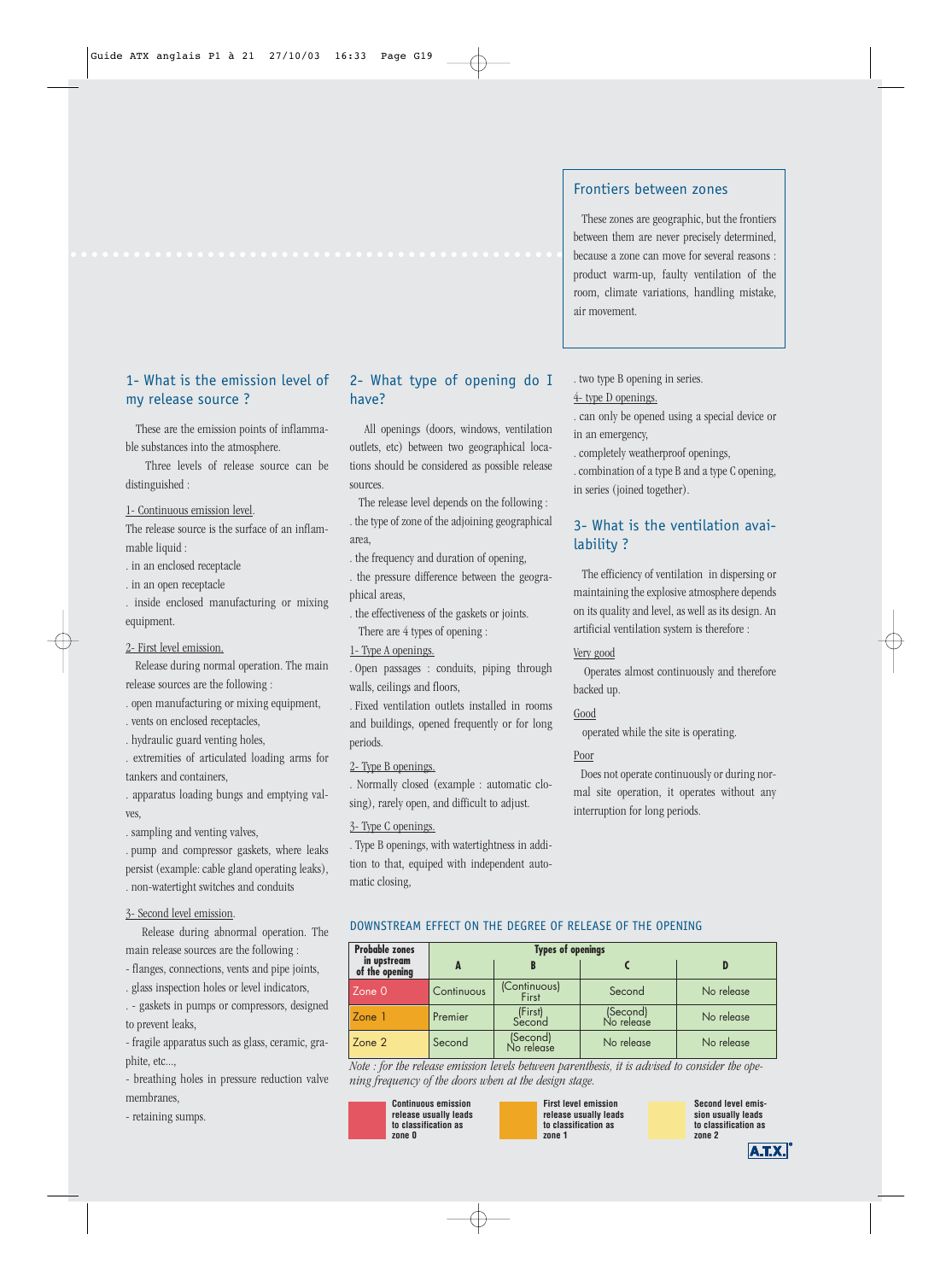## Frontiers between zones

These zones are geographic, but the frontiers between them are never precisely determined, because a zone can move for several reasons : product warm-up, faulty ventilation of the room, climate variations, handling mistake, air movement.

## 1- What is the emission level of my release source ?

These are the emission points of inflammable substances into the atmosphere.

Three levels of release source can be distinguished :

1- Continuous emission level.

The release source is the surface of an inflammable liquid :

. in an enclosed receptacle

. in an open receptacle

. inside enclosed manufacturing or mixing equipment.

2- First level emission.

Release during normal operation. The main release sources are the following :

. open manufacturing or mixing equipment,

. vents on enclosed receptacles,

. hydraulic guard venting holes,

. extremities of articulated loading arms for tankers and containers,

. apparatus loading bungs and emptying valves,

. sampling and venting valves,

. pump and compressor gaskets, where leaks persist (example: cable gland operating leaks),

. non-watertight switches and conduits

3- Second level emission.

Release during abnormal operation. The main release sources are the following :

- flanges, connections, vents and pipe joints,

. glass inspection holes or level indicators,

. - gaskets in pumps or compressors, designed to prevent leaks,

- fragile apparatus such as glass, ceramic, graphite, etc...,

- breathing holes in pressure reduction valve membranes,

- retaining sumps.

## 2- What type of opening do I have?

All openings (doors, windows, ventilation outlets, etc) between two geographical locations should be considered as possible release sources.

The release level depends on the following :

. the type of zone of the adjoining geographical area,

. the frequency and duration of opening,

. the pressure difference between the geographical areas,

. the effectiveness of the gaskets or joints.

There are 4 types of opening :

1- Type A openings.

. Open passages : conduits, piping through walls, ceilings and floors,

. Fixed ventilation outlets installed in rooms and buildings, opened frequently or for long periods.

2- Type B openings.

. Normally closed (example : automatic closing), rarely open, and difficult to adjust.

3- Type C openings.

. Type B openings, with watertightness in addition to that, equiped with independent automatic closing,

. two type B opening in series.

4- type D openings.

. can only be opened using a special device or in an emergency,

. completely weatherproof openings,

. combination of a type B and a type C opening, in series (joined together).

## 3- What is the ventilation availability ?

The efficiency of ventilation in dispersing or maintaining the explosive atmosphere depends on its quality and level, as well as its design. An artificial ventilation system is therefore :

Very good

Operates almost continuously and therefore backed up.

Good

operated while the site is operating.

Poor

Does not operate continuously or during normal site operation, it operates without any interruption for long periods.

### DOWNSTREAM EFFECT ON THE DEGREE OF RELEASE OF THE OPENING

| Probable zones in upstream of the opening | Types of openings | | | |
|---|---|---|---|---|
| | A | B | C | D |
| Zone 0 | Continuous | (Continuous) First | Second | No release |
| Zone 1 | Premier | (First) Second | (Second) No release | No release |
| Zone 2 | Second | (Second) No release | No release | No release |

*Note : for the release emission levels between parenthesis, it is advised to consider the opening frequency of the doors when at the design stage.*

- Continuous emission release usually leads to classification as zone 0
- First level emission release usually leads to classification as zone 1
- Second level emission usually leads to classification as zone 2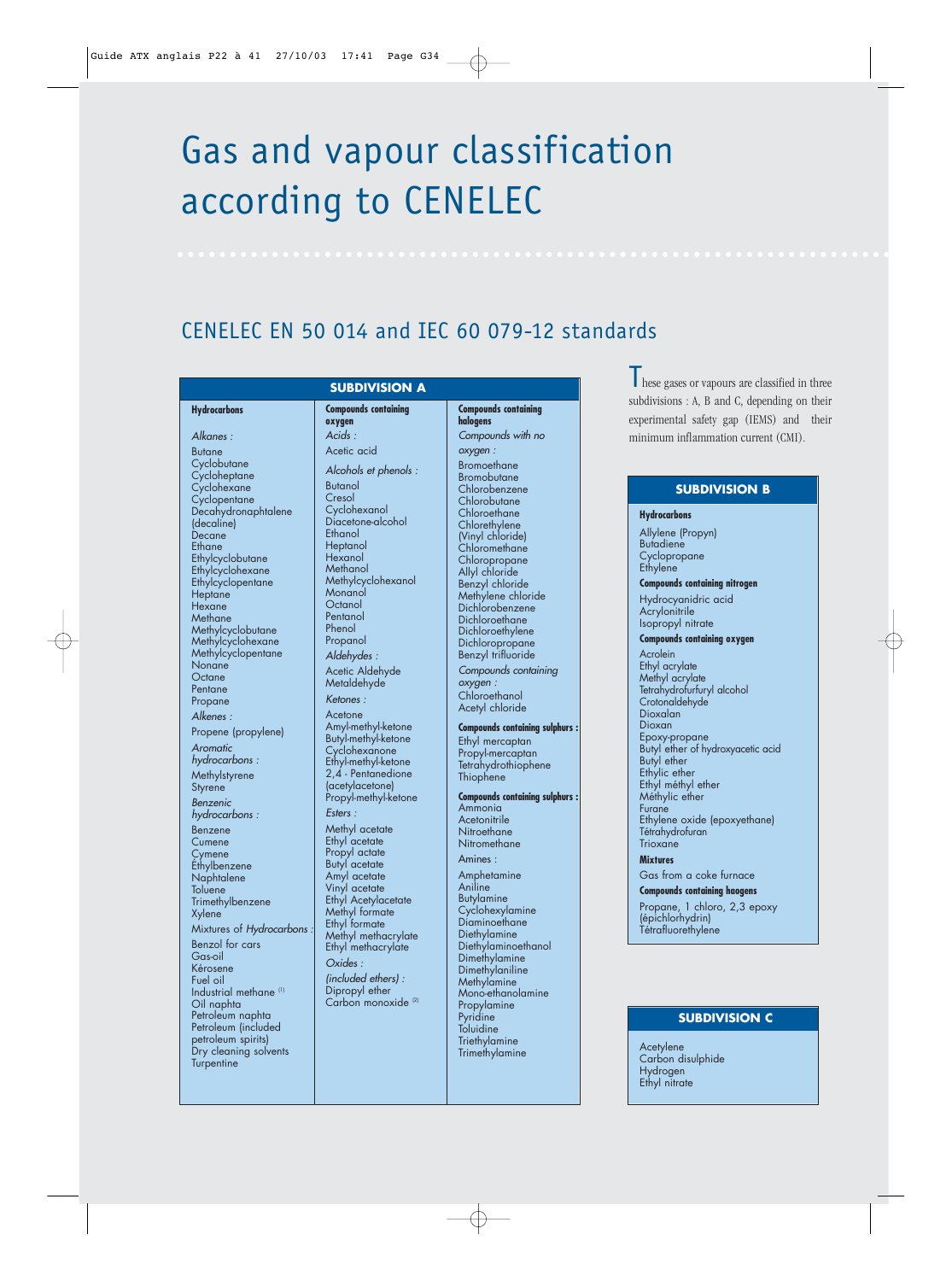# Gas and vapour classification according to CENELEC

## CENELEC EN 50 014 and IEC 60 079-12 standards

These gases or vapours are classified in three subdivisions : A, B and C, depending on their experimental safety gap (IEMS) and their minimum inflammation current (CMI).

### SUBDIVISION A

**Hydrocarbons**

*Alkanes :*

Butane
Cyclobutane
Cycloheptane
Cyclohexane
Cyclopentane
Decahydronaphtalene (decaline)
Decane
Ethane
Ethylcyclobutane
Ethylcyclohexane
Ethylcyclopentane
Heptane
Hexane
Methane
Methylcyclobutane
Methylcyclohexane
Methylcyclopentane
Nonane
Octane
Pentane
Propane

*Alkenes :*

Propene (propylene)

*Aromatic hydrocarbons :*

Methylstyrene
Styrene

*Benzenic hydrocarbons :*

Benzene
Cumene
Cymene
Ethylbenzene
Naphtalene
Toluene
Trimethylbenzene
Xylene

Mixtures of *Hydrocarbons :*

Benzol for cars
Gas-oil
Kérosene
Fuel oil
Industrial methane [1]
Oil naphta
Petroleum naphta
Petroleum (included petroleum spirits)
Dry cleaning solvents
Turpentine

**Compounds containing oxygen**

*Acids :*

Acetic acid

*Alcohols et phenols :*

Butanol
Cresol
Cyclohexanol
Diacetone-alcohol
Ethanol
Heptanol
Hexanol
Methanol
Methylcyclohexanol
Monanol
Octanol
Pentanol
Phenol
Propanol

*Aldehydes :*

Acetic Aldehyde
Metaldehyde

*Ketones :*

Acetone
Amyl-methyl-ketone
Butyl-methyl-ketone
Cyclohexanone
Ethyl-methyl-ketone
2,4 - Pentanedione (acetylacetone)
Propyl-methyl-ketone

*Esters :*

Methyl acetate
Ethyl acetate
Propyl actate
Butyl acetate
Amyl acetate
Vinyl acetate
Ethyl Acetylacetate
Methyl formate
Ethyl formate
Methyl methacrylate
Ethyl methacrylate

*Oxides :*

*(included ethers) :*

Dipropyl ether
Carbon monoxide [2]

**Compounds containing halogens**

*Compounds with no oxygen :*

Bromoethane
Bromobutane
Chlorobenzene
Chlorobutane
Chloroethane
Chlorethylene (Vinyl chloride)
Chloromethane
Chloropropane
Allyl chloride
Benzyl chloride
Methylene chloride
Dichlorobenzene
Dichloroethane
Dichloroethylene
Dichloropropane
Benzyl trifluoride

*Compounds containing oxygen :*

Chloroethanol
Acetyl chloride

**Compounds containing sulphurs :**

Ethyl mercaptan
Propyl-mercaptan
Tetrahydrothiophene
Thiophene

**Compounds containing sulphurs :**

Ammonia
Acetonitrile
Nitroethane
Nitromethane

Amines :

Amphetamine
Aniline
Butylamine
Cyclohexylamine
Diaminoethane
Diethylamine
Diethylaminoethanol
Dimethylamine
Dimethylaniline
Methylamine
Mono-ethanolamine
Propylamine
Pyridine
Toluidine
Triethylamine
Trimethylamine

### SUBDIVISION B

**Hydrocarbons**

Allylene (Propyn)
Butadiene
Cyclopropane
Ethylene

**Compounds containing nitrogen**

Hydrocyanidric acid
Acrylonitrile
Isopropyl nitrate

**Compounds containing oxygen**

Acrolein
Ethyl acrylate
Methyl acrylate
Tetrahydrofurfuryl alcohol
Crotonaldehyde
Dioxalan
Dioxan
Epoxy-propane
Butyl ether of hydroxyacetic acid
Butyl ether
Ethylic ether
Ethyl méthyl ether
Méthylic ether
Furane
Ethylene oxide (epoxyethane)
Tétrahydrofuran
Trioxane

**Mixtures**

Gas from a coke furnace

**Compounds containing haogens**

Propane, 1 chloro, 2,3 epoxy (épichlorhydrin)
Tétrafluorethylene

### SUBDIVISION C

Acetylene
Carbon disulphide
Hydrogen
Ethyl nitrate